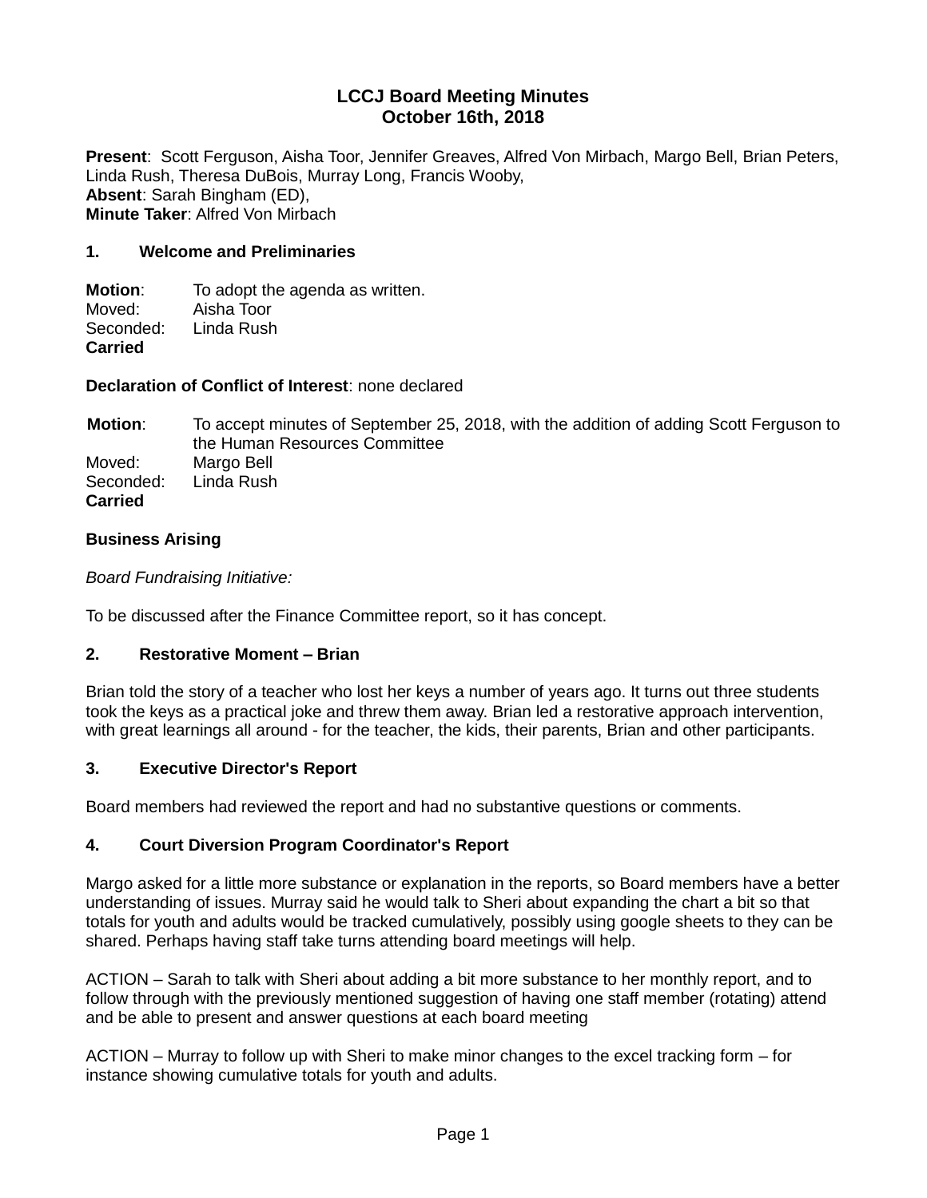# LCCJ Board Meeting Minutes
## October 16th, 2018

**Present**: Scott Ferguson, Aisha Toor, Jennifer Greaves, Alfred Von Mirbach, Margo Bell, Brian Peters, Linda Rush, Theresa DuBois, Murray Long, Francis Wooby,
**Absent**: Sarah Bingham (ED),
**Minute Taker**: Alfred Von Mirbach

### 1. Welcome and Preliminaries

**Motion**: To adopt the agenda as written.
Moved: Aisha Toor
Seconded: Linda Rush
**Carried**

**Declaration of Conflict of Interest**: none declared

**Motion**: To accept minutes of September 25, 2018, with the addition of adding Scott Ferguson to the Human Resources Committee
Moved: Margo Bell
Seconded: Linda Rush
**Carried**

**Business Arising**

*Board Fundraising Initiative:*

To be discussed after the Finance Committee report, so it has concept.

### 2. Restorative Moment – Brian

Brian told the story of a teacher who lost her keys a number of years ago. It turns out three students took the keys as a practical joke and threw them away. Brian led a restorative approach intervention, with great learnings all around - for the teacher, the kids, their parents, Brian and other participants.

### 3. Executive Director's Report

Board members had reviewed the report and had no substantive questions or comments.

### 4. Court Diversion Program Coordinator's Report

Margo asked for a little more substance or explanation in the reports, so Board members have a better understanding of issues. Murray said he would talk to Sheri about expanding the chart a bit so that totals for youth and adults would be tracked cumulatively, possibly using google sheets to they can be shared. Perhaps having staff take turns attending board meetings will help.

ACTION – Sarah to talk with Sheri about adding a bit more substance to her monthly report, and to follow through with the previously mentioned suggestion of having one staff member (rotating) attend and be able to present and answer questions at each board meeting

ACTION – Murray to follow up with Sheri to make minor changes to the excel tracking form – for instance showing cumulative totals for youth and adults.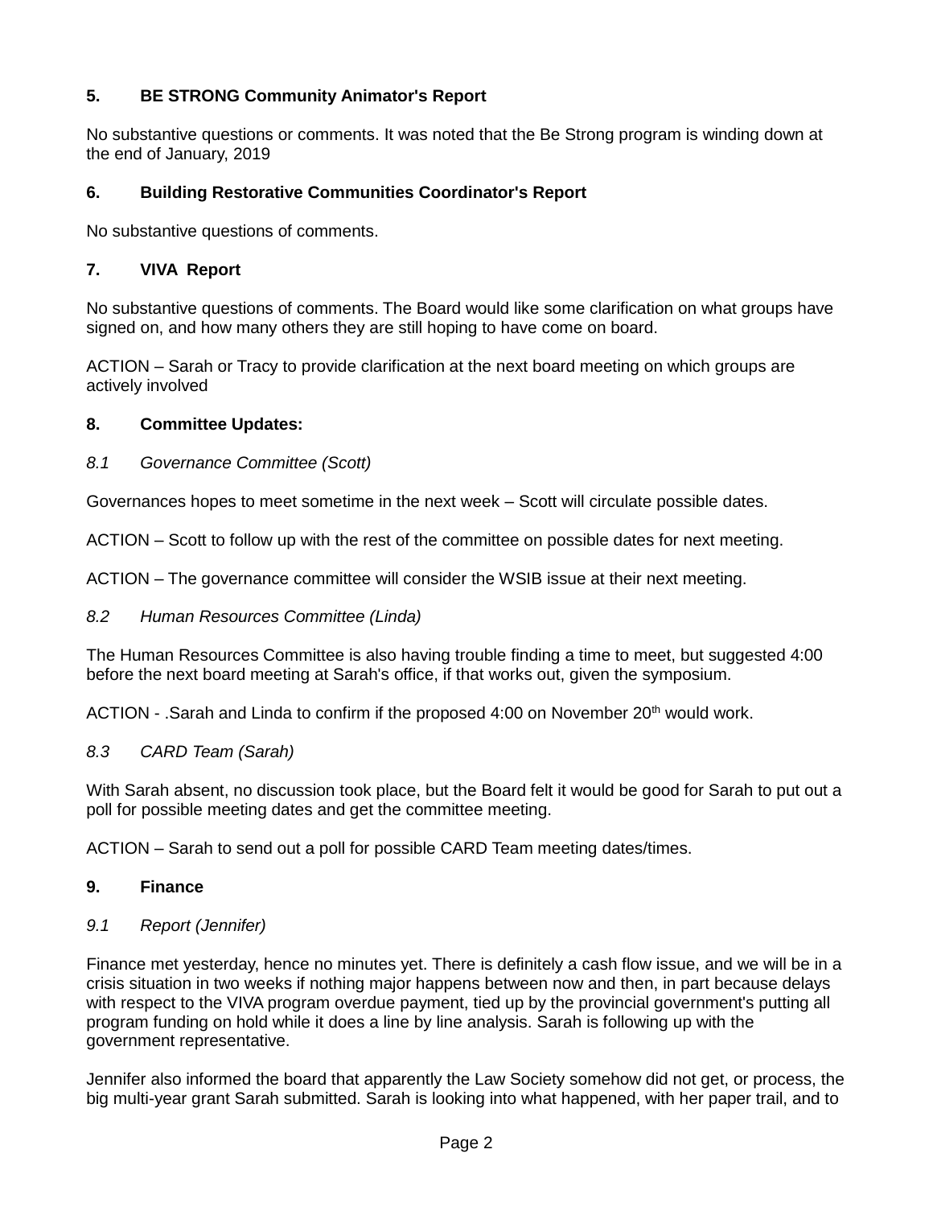## 5. BE STRONG Community Animator's Report

No substantive questions or comments. It was noted that the Be Strong program is winding down at the end of January, 2019

## 6. Building Restorative Communities Coordinator's Report

No substantive questions of comments.

## 7. VIVA Report

No substantive questions of comments. The Board would like some clarification on what groups have signed on, and how many others they are still hoping to have come on board.

ACTION – Sarah or Tracy to provide clarification at the next board meeting on which groups are actively involved

## 8. Committee Updates:

### *8.1 Governance Committee (Scott)*

Governances hopes to meet sometime in the next week – Scott will circulate possible dates.

ACTION – Scott to follow up with the rest of the committee on possible dates for next meeting.

ACTION – The governance committee will consider the WSIB issue at their next meeting.

### *8.2 Human Resources Committee (Linda)*

The Human Resources Committee is also having trouble finding a time to meet, but suggested 4:00 before the next board meeting at Sarah's office, if that works out, given the symposium.

ACTION - .Sarah and Linda to confirm if the proposed 4:00 on November 20th would work.

### *8.3 CARD Team (Sarah)*

With Sarah absent, no discussion took place, but the Board felt it would be good for Sarah to put out a poll for possible meeting dates and get the committee meeting.

ACTION – Sarah to send out a poll for possible CARD Team meeting dates/times.

## 9. Finance

### *9.1 Report (Jennifer)*

Finance met yesterday, hence no minutes yet. There is definitely a cash flow issue, and we will be in a crisis situation in two weeks if nothing major happens between now and then, in part because delays with respect to the VIVA program overdue payment, tied up by the provincial government's putting all program funding on hold while it does a line by line analysis. Sarah is following up with the government representative.

Jennifer also informed the board that apparently the Law Society somehow did not get, or process, the big multi-year grant Sarah submitted. Sarah is looking into what happened, with her paper trail, and to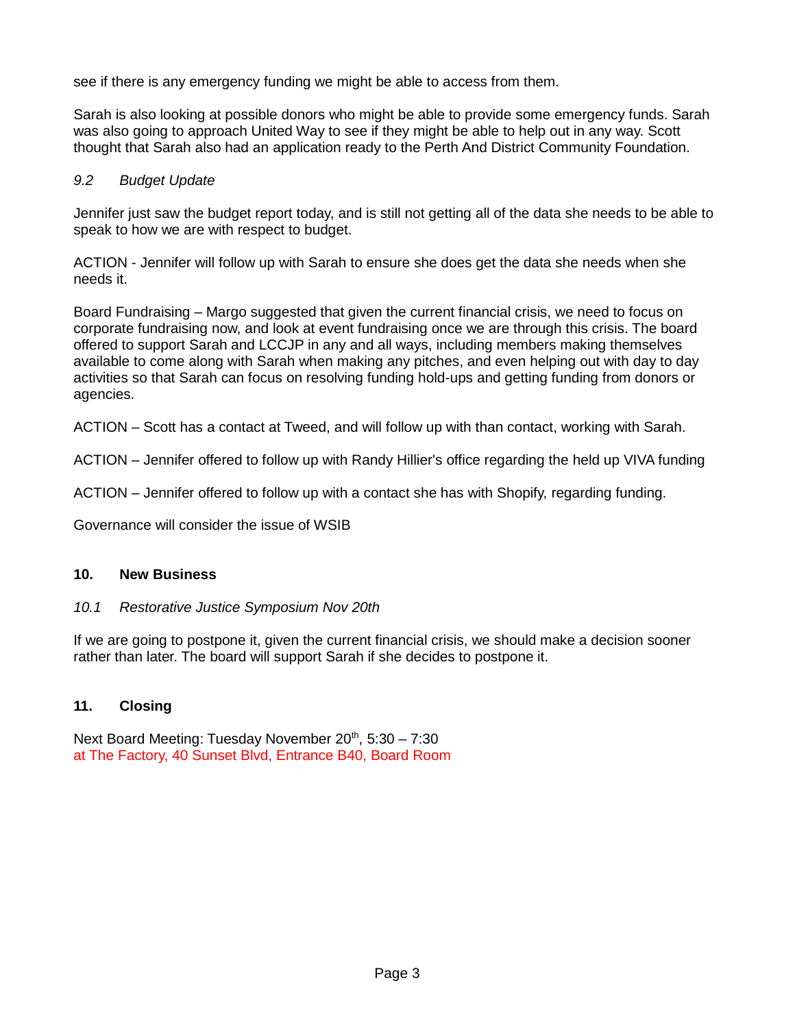see if there is any emergency funding we might be able to access from them.

Sarah is also looking at possible donors who might be able to provide some emergency funds. Sarah was also going to approach United Way to see if they might be able to help out in any way. Scott thought that Sarah also had an application ready to the Perth And District Community Foundation.

*9.2 Budget Update*

Jennifer just saw the budget report today, and is still not getting all of the data she needs to be able to speak to how we are with respect to budget.

ACTION - Jennifer will follow up with Sarah to ensure she does get the data she needs when she needs it.

Board Fundraising – Margo suggested that given the current financial crisis, we need to focus on corporate fundraising now, and look at event fundraising once we are through this crisis. The board offered to support Sarah and LCCJP in any and all ways, including members making themselves available to come along with Sarah when making any pitches, and even helping out with day to day activities so that Sarah can focus on resolving funding hold-ups and getting funding from donors or agencies.

ACTION – Scott has a contact at Tweed, and will follow up with than contact, working with Sarah.

ACTION – Jennifer offered to follow up with Randy Hillier's office regarding the held up VIVA funding

ACTION – Jennifer offered to follow up with a contact she has with Shopify, regarding funding.

Governance will consider the issue of WSIB

## 10. New Business

*10.1 Restorative Justice Symposium Nov 20th*

If we are going to postpone it, given the current financial crisis, we should make a decision sooner rather than later. The board will support Sarah if she decides to postpone it.

## 11. Closing

Next Board Meeting: Tuesday November 20th, 5:30 – 7:30
at The Factory, 40 Sunset Blvd, Entrance B40, Board Room